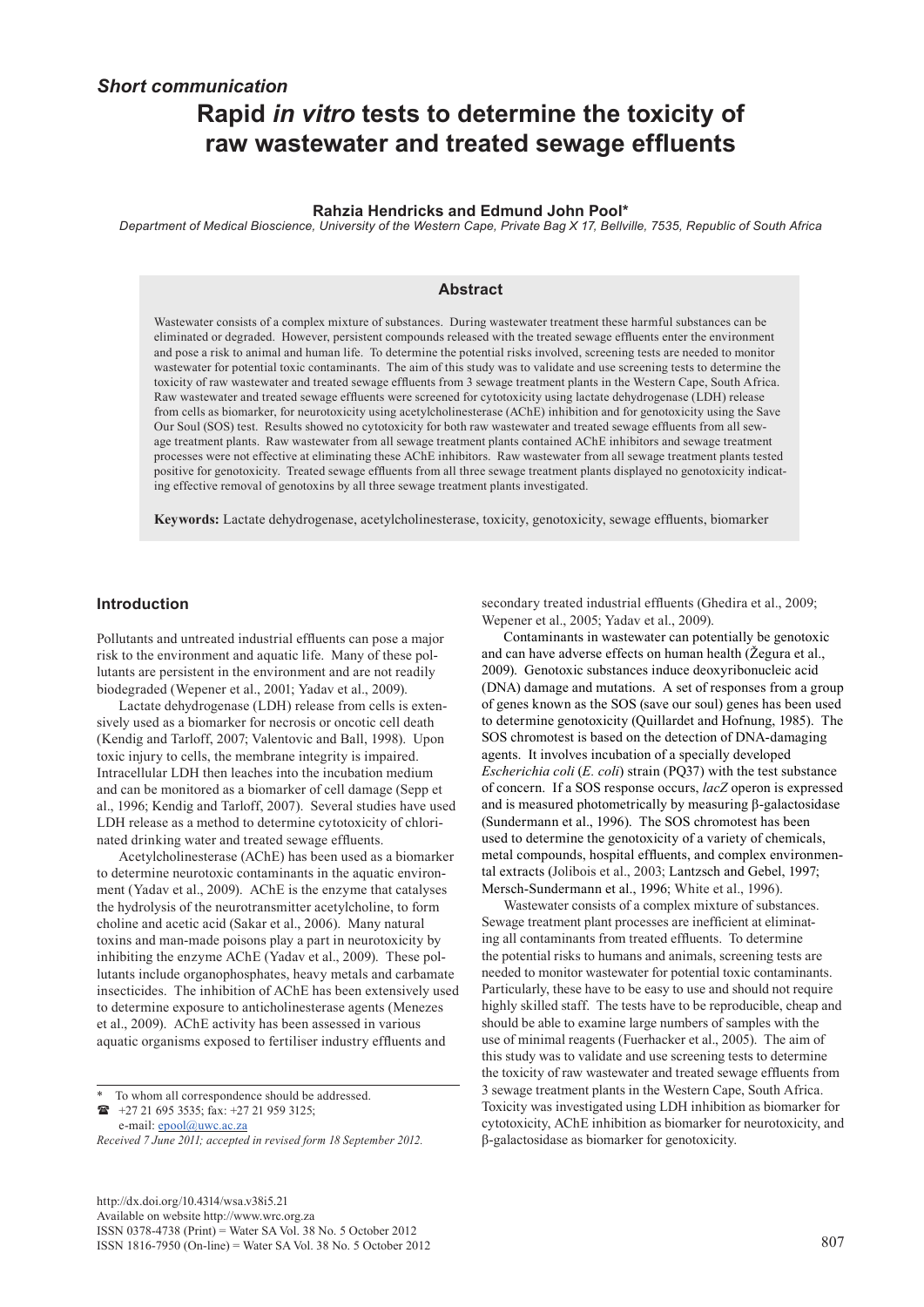*Short communication*

# Rapid *in vitro* tests to determine the toxicity of raw wastewater and treated sewage effluents

**Rahzia Hendricks and Edmund John Pool***

*Department of Medical Bioscience, University of the Western Cape, Private Bag X 17, Bellville, 7535, Republic of South Africa*

## Abstract

Wastewater consists of a complex mixture of substances. During wastewater treatment these harmful substances can be eliminated or degraded. However, persistent compounds released with the treated sewage effluents enter the environment and pose a risk to animal and human life. To determine the potential risks involved, screening tests are needed to monitor wastewater for potential toxic contaminants. The aim of this study was to validate and use screening tests to determine the toxicity of raw wastewater and treated sewage effluents from 3 sewage treatment plants in the Western Cape, South Africa. Raw wastewater and treated sewage effluents were screened for cytotoxicity using lactate dehydrogenase (LDH) release from cells as biomarker, for neurotoxicity using acetylcholinesterase (AChE) inhibition and for genotoxicity using the Save Our Soul (SOS) test. Results showed no cytotoxicity for both raw wastewater and treated sewage effluents from all sewage treatment plants. Raw wastewater from all sewage treatment plants contained AChE inhibitors and sewage treatment processes were not effective at eliminating these AChE inhibitors. Raw wastewater from all sewage treatment plants tested positive for genotoxicity. Treated sewage effluents from all three sewage treatment plants displayed no genotoxicity indicating effective removal of genotoxins by all three sewage treatment plants investigated.

**Keywords:** Lactate dehydrogenase, acetylcholinesterase, toxicity, genotoxicity, sewage effluents, biomarker

## Introduction

Pollutants and untreated industrial effluents can pose a major risk to the environment and aquatic life. Many of these pollutants are persistent in the environment and are not readily biodegraded (Wepener et al., 2001; Yadav et al., 2009).

Lactate dehydrogenase (LDH) release from cells is extensively used as a biomarker for necrosis or oncotic cell death (Kendig and Tarloff, 2007; Valentovic and Ball, 1998). Upon toxic injury to cells, the membrane integrity is impaired. Intracellular LDH then leaches into the incubation medium and can be monitored as a biomarker of cell damage (Sepp et al., 1996; Kendig and Tarloff, 2007). Several studies have used LDH release as a method to determine cytotoxicity of chlorinated drinking water and treated sewage effluents.

Acetylcholinesterase (AChE) has been used as a biomarker to determine neurotoxic contaminants in the aquatic environment (Yadav et al., 2009). AChE is the enzyme that catalyses the hydrolysis of the neurotransmitter acetylcholine, to form choline and acetic acid (Sakar et al., 2006). Many natural toxins and man-made poisons play a part in neurotoxicity by inhibiting the enzyme AChE (Yadav et al., 2009). These pollutants include organophosphates, heavy metals and carbamate insecticides. The inhibition of AChE has been extensively used to determine exposure to anticholinesterase agents (Menezes et al., 2009). AChE activity has been assessed in various aquatic organisms exposed to fertiliser industry effluents and secondary treated industrial effluents (Ghedira et al., 2009; Wepener et al., 2005; Yadav et al., 2009).

Contaminants in wastewater can potentially be genotoxic and can have adverse effects on human health (Žegura et al., 2009). Genotoxic substances induce deoxyribonucleic acid (DNA) damage and mutations. A set of responses from a group of genes known as the SOS (save our soul) genes has been used to determine genotoxicity (Quillardet and Hofnung, 1985). The SOS chromotest is based on the detection of DNA-damaging agents. It involves incubation of a specially developed *Escherichia coli* (*E. coli*) strain (PQ37) with the test substance of concern. If a SOS response occurs, *lacZ* operon is expressed and is measured photometrically by measuring β-galactosidase (Sundermann et al., 1996). The SOS chromotest has been used to determine the genotoxicity of a variety of chemicals, metal compounds, hospital effluents, and complex environmental extracts (Jolibois et al., 2003; Lantzsch and Gebel, 1997; Mersch-Sundermann et al., 1996; White et al., 1996).

Wastewater consists of a complex mixture of substances. Sewage treatment plant processes are inefficient at eliminating all contaminants from treated effluents. To determine the potential risks to humans and animals, screening tests are needed to monitor wastewater for potential toxic contaminants. Particularly, these have to be easy to use and should not require highly skilled staff. The tests have to be reproducible, cheap and should be able to examine large numbers of samples with the use of minimal reagents (Fuerhacker et al., 2005). The aim of this study was to validate and use screening tests to determine the toxicity of raw wastewater and treated sewage effluents from 3 sewage treatment plants in the Western Cape, South Africa. Toxicity was investigated using LDH inhibition as biomarker for cytotoxicity, AChE inhibition as biomarker for neurotoxicity, and β-galactosidase as biomarker for genotoxicity.

---

\* To whom all correspondence should be addressed.
☎ +27 21 695 3535; fax: +27 21 959 3125;
e-mail: epool@uwc.ac.za

*Received 7 June 2011; accepted in revised form 18 September 2012.*

http://dx.doi.org/10.4314/wsa.v38i5.21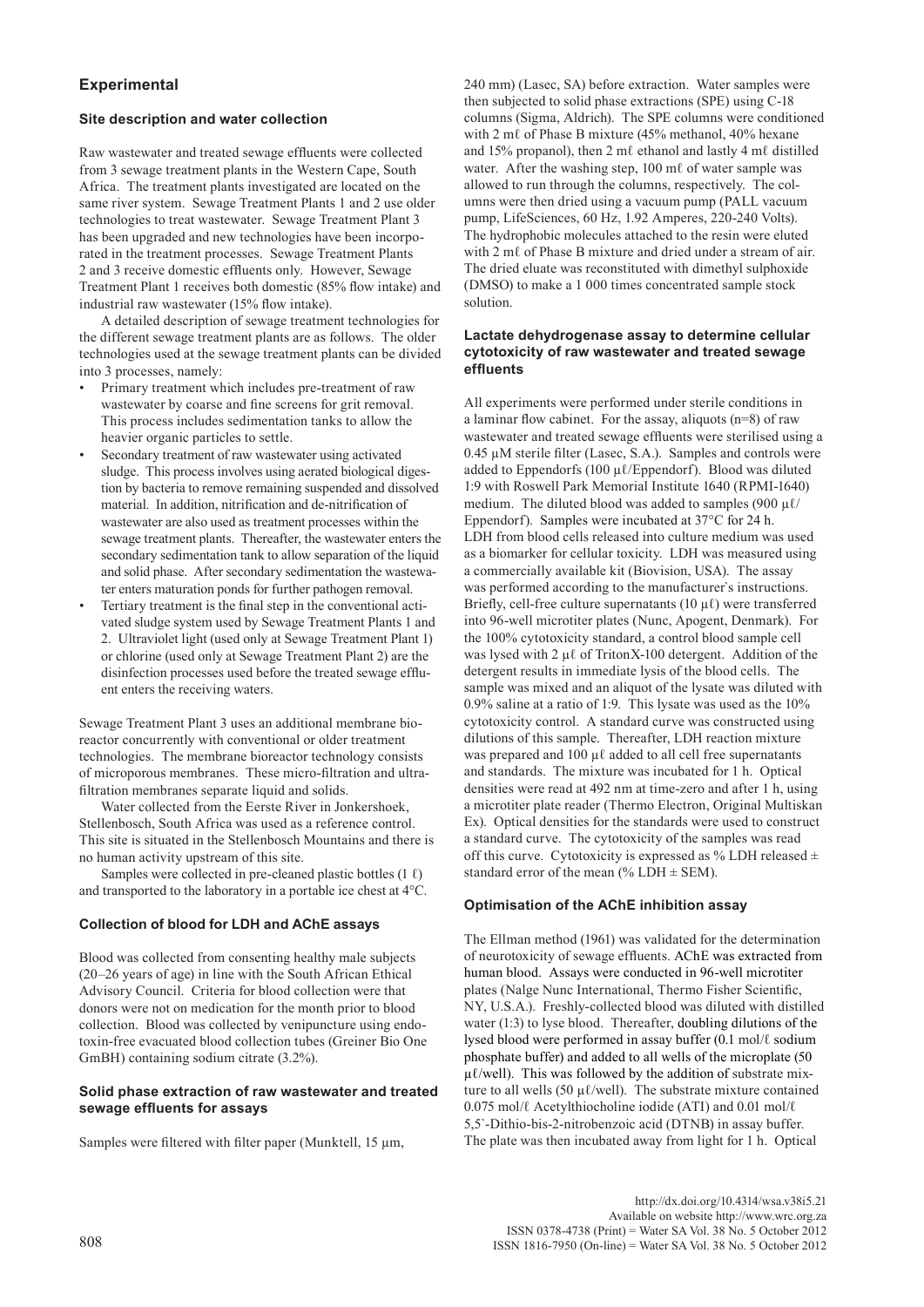## Experimental

### Site description and water collection

Raw wastewater and treated sewage effluents were collected from 3 sewage treatment plants in the Western Cape, South Africa. The treatment plants investigated are located on the same river system. Sewage Treatment Plants 1 and 2 use older technologies to treat wastewater. Sewage Treatment Plant 3 has been upgraded and new technologies have been incorporated in the treatment processes. Sewage Treatment Plants 2 and 3 receive domestic effluents only. However, Sewage Treatment Plant 1 receives both domestic (85% flow intake) and industrial raw wastewater (15% flow intake).

A detailed description of sewage treatment technologies for the different sewage treatment plants are as follows. The older technologies used at the sewage treatment plants can be divided into 3 processes, namely:

- Primary treatment which includes pre-treatment of raw wastewater by coarse and fine screens for grit removal. This process includes sedimentation tanks to allow the heavier organic particles to settle.
- Secondary treatment of raw wastewater using activated sludge. This process involves using aerated biological digestion by bacteria to remove remaining suspended and dissolved material. In addition, nitrification and de-nitrification of wastewater are also used as treatment processes within the sewage treatment plants. Thereafter, the wastewater enters the secondary sedimentation tank to allow separation of the liquid and solid phase. After secondary sedimentation the wastewater enters maturation ponds for further pathogen removal.
- Tertiary treatment is the final step in the conventional activated sludge system used by Sewage Treatment Plants 1 and 2. Ultraviolet light (used only at Sewage Treatment Plant 1) or chlorine (used only at Sewage Treatment Plant 2) are the disinfection processes used before the treated sewage effluent enters the receiving waters.

Sewage Treatment Plant 3 uses an additional membrane bioreactor concurrently with conventional or older treatment technologies. The membrane bioreactor technology consists of microporous membranes. These micro-filtration and ultra-filtration membranes separate liquid and solids.

Water collected from the Eerste River in Jonkershoek, Stellenbosch, South Africa was used as a reference control. This site is situated in the Stellenbosch Mountains and there is no human activity upstream of this site.

Samples were collected in pre-cleaned plastic bottles (1 ℓ) and transported to the laboratory in a portable ice chest at 4°C.

### Collection of blood for LDH and AChE assays

Blood was collected from consenting healthy male subjects (20–26 years of age) in line with the South African Ethical Advisory Council. Criteria for blood collection were that donors were not on medication for the month prior to blood collection. Blood was collected by venipuncture using endotoxin-free evacuated blood collection tubes (Greiner Bio One GmBH) containing sodium citrate (3.2%).

### Solid phase extraction of raw wastewater and treated sewage effluents for assays

Samples were filtered with filter paper (Munktell, 15 µm, 240 mm) (Lasec, SA) before extraction. Water samples were then subjected to solid phase extractions (SPE) using C-18 columns (Sigma, Aldrich). The SPE columns were conditioned with 2 mℓ of Phase B mixture (45% methanol, 40% hexane and 15% propanol), then 2 mℓ ethanol and lastly 4 mℓ distilled water. After the washing step, 100 mℓ of water sample was allowed to run through the columns, respectively. The columns were then dried using a vacuum pump (PALL vacuum pump, LifeSciences, 60 Hz, 1.92 Amperes, 220-240 Volts). The hydrophobic molecules attached to the resin were eluted with 2 mℓ of Phase B mixture and dried under a stream of air. The dried eluate was reconstituted with dimethyl sulphoxide (DMSO) to make a 1 000 times concentrated sample stock solution.

### Lactate dehydrogenase assay to determine cellular cytotoxicity of raw wastewater and treated sewage effluents

All experiments were performed under sterile conditions in a laminar flow cabinet. For the assay, aliquots (n=8) of raw wastewater and treated sewage effluents were sterilised using a 0.45 µM sterile filter (Lasec, S.A.). Samples and controls were added to Eppendorfs (100 µℓ/Eppendorf). Blood was diluted 1:9 with Roswell Park Memorial Institute 1640 (RPMI-1640) medium. The diluted blood was added to samples (900 µℓ/Eppendorf). Samples were incubated at 37°C for 24 h. LDH from blood cells released into culture medium was used as a biomarker for cellular toxicity. LDH was measured using a commercially available kit (Biovision, USA). The assay was performed according to the manufacturer`s instructions. Briefly, cell-free culture supernatants (10 µℓ) were transferred into 96-well microtiter plates (Nunc, Apogent, Denmark). For the 100% cytotoxicity standard, a control blood sample cell was lysed with 2 µℓ of TritonX-100 detergent. Addition of the detergent results in immediate lysis of the blood cells. The sample was mixed and an aliquot of the lysate was diluted with 0.9% saline at a ratio of 1:9. This lysate was used as the 10% cytotoxicity control. A standard curve was constructed using dilutions of this sample. Thereafter, LDH reaction mixture was prepared and 100 µℓ added to all cell free supernatants and standards. The mixture was incubated for 1 h. Optical densities were read at 492 nm at time-zero and after 1 h, using a microtiter plate reader (Thermo Electron, Original Multiskan Ex). Optical densities for the standards were used to construct a standard curve. The cytotoxicity of the samples was read off this curve. Cytotoxicity is expressed as % LDH released ± standard error of the mean (% LDH ± SEM).

### Optimisation of the AChE inhibition assay

The Ellman method (1961) was validated for the determination of neurotoxicity of sewage effluents. AChE was extracted from human blood. Assays were conducted in 96-well microtiter plates (Nalge Nunc International, Thermo Fisher Scientific, NY, U.S.A.). Freshly-collected blood was diluted with distilled water (1:3) to lyse blood. Thereafter, doubling dilutions of the lysed blood were performed in assay buffer (0.1 mol/ℓ sodium phosphate buffer) and added to all wells of the microplate (50 µℓ/well). This was followed by the addition of substrate mixture to all wells (50 µℓ/well). The substrate mixture contained 0.075 mol/ℓ Acetylthiocholine iodide (ATI) and 0.01 mol/ℓ 5,5`-Dithio-bis-2-nitrobenzoic acid (DTNB) in assay buffer. The plate was then incubated away from light for 1 h. Optical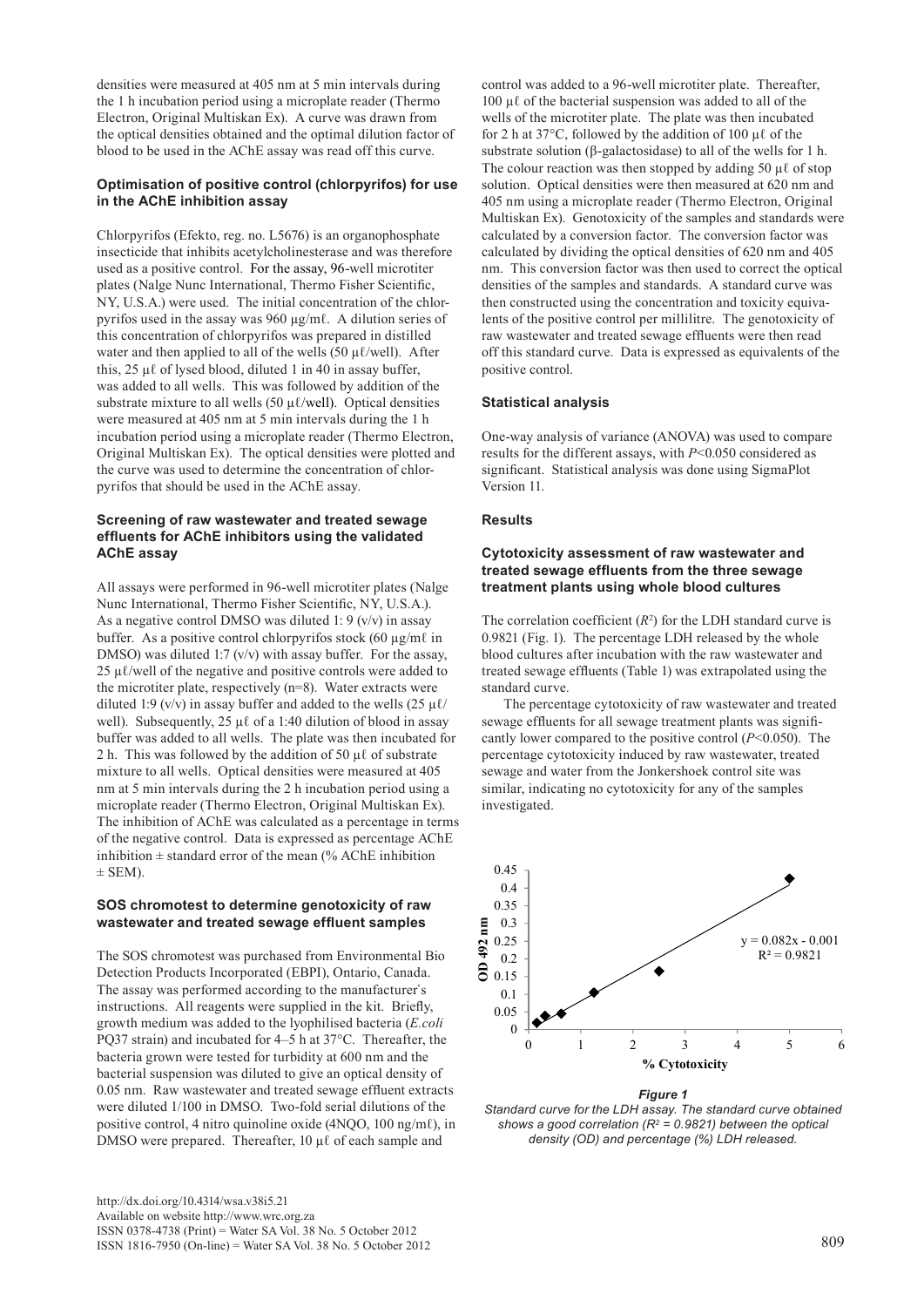densities were measured at 405 nm at 5 min intervals during the 1 h incubation period using a microplate reader (Thermo Electron, Original Multiskan Ex). A curve was drawn from the optical densities obtained and the optimal dilution factor of blood to be used in the AChE assay was read off this curve.

### Optimisation of positive control (chlorpyrifos) for use in the AChE inhibition assay

Chlorpyrifos (Efekto, reg. no. L5676) is an organophosphate insecticide that inhibits acetylcholinesterase and was therefore used as a positive control. For the assay, 96-well microtiter plates (Nalge Nunc International, Thermo Fisher Scientific, NY, U.S.A.) were used. The initial concentration of the chlorpyrifos used in the assay was 960 µg/mℓ. A dilution series of this concentration of chlorpyrifos was prepared in distilled water and then applied to all of the wells (50 µℓ/well). After this, 25 µℓ of lysed blood, diluted 1 in 40 in assay buffer, was added to all wells. This was followed by addition of the substrate mixture to all wells (50 µℓ/well). Optical densities were measured at 405 nm at 5 min intervals during the 1 h incubation period using a microplate reader (Thermo Electron, Original Multiskan Ex). The optical densities were plotted and the curve was used to determine the concentration of chlorpyrifos that should be used in the AChE assay.

### Screening of raw wastewater and treated sewage effluents for AChE inhibitors using the validated AChE assay

All assays were performed in 96-well microtiter plates (Nalge Nunc International, Thermo Fisher Scientific, NY, U.S.A.). As a negative control DMSO was diluted 1: 9 (v/v) in assay buffer. As a positive control chlorpyrifos stock (60 µg/mℓ in DMSO) was diluted 1:7 (v/v) with assay buffer. For the assay, 25 µℓ/well of the negative and positive controls were added to the microtiter plate, respectively (n=8). Water extracts were diluted 1:9 (v/v) in assay buffer and added to the wells (25 µℓ/well). Subsequently, 25 µℓ of a 1:40 dilution of blood in assay buffer was added to all wells. The plate was then incubated for 2 h. This was followed by the addition of 50 µℓ of substrate mixture to all wells. Optical densities were measured at 405 nm at 5 min intervals during the 2 h incubation period using a microplate reader (Thermo Electron, Original Multiskan Ex). The inhibition of AChE was calculated as a percentage in terms of the negative control. Data is expressed as percentage AChE inhibition ± standard error of the mean (% AChE inhibition ± SEM).

### SOS chromotest to determine genotoxicity of raw wastewater and treated sewage effluent samples

The SOS chromotest was purchased from Environmental Bio Detection Products Incorporated (EBPI), Ontario, Canada. The assay was performed according to the manufacturer`s instructions. All reagents were supplied in the kit. Briefly, growth medium was added to the lyophilised bacteria (*E.coli* PQ37 strain) and incubated for 4–5 h at 37°C. Thereafter, the bacteria grown were tested for turbidity at 600 nm and the bacterial suspension was diluted to give an optical density of 0.05 nm. Raw wastewater and treated sewage effluent extracts were diluted 1/100 in DMSO. Two-fold serial dilutions of the positive control, 4 nitro quinoline oxide (4NQO, 100 ng/mℓ), in DMSO were prepared. Thereafter, 10 µℓ of each sample and control was added to a 96-well microtiter plate. Thereafter, 100 µℓ of the bacterial suspension was added to all of the wells of the microtiter plate. The plate was then incubated for 2 h at 37°C, followed by the addition of 100 µℓ of the substrate solution (β-galactosidase) to all of the wells for 1 h. The colour reaction was then stopped by adding 50 µℓ of stop solution. Optical densities were then measured at 620 nm and 405 nm using a microplate reader (Thermo Electron, Original Multiskan Ex). Genotoxicity of the samples and standards were calculated by a conversion factor. The conversion factor was calculated by dividing the optical densities of 620 nm and 405 nm. This conversion factor was then used to correct the optical densities of the samples and standards. A standard curve was then constructed using the concentration and toxicity equivalents of the positive control per millilitre. The genotoxicity of raw wastewater and treated sewage effluents were then read off this standard curve. Data is expressed as equivalents of the positive control.

### Statistical analysis

One-way analysis of variance (ANOVA) was used to compare results for the different assays, with $P<0.050$ considered as significant. Statistical analysis was done using SigmaPlot Version 11.

## Results

### Cytotoxicity assessment of raw wastewater and treated sewage effluents from the three sewage treatment plants using whole blood cultures

The correlation coefficient ($R^2$) for the LDH standard curve is 0.9821 (Fig. 1). The percentage LDH released by the whole blood cultures after incubation with the raw wastewater and treated sewage effluents (Table 1) was extrapolated using the standard curve.

The percentage cytotoxicity of raw wastewater and treated sewage effluents for all sewage treatment plants was significantly lower compared to the positive control ($P<0.050$). The percentage cytotoxicity induced by raw wastewater, treated sewage and water from the Jonkershoek control site was similar, indicating no cytotoxicity for any of the samples investigated.

***Figure 1***

*Standard curve for the LDH assay. The standard curve obtained shows a good correlation ($R^2 = 0.9821$) between the optical density (OD) and percentage (%) LDH released.*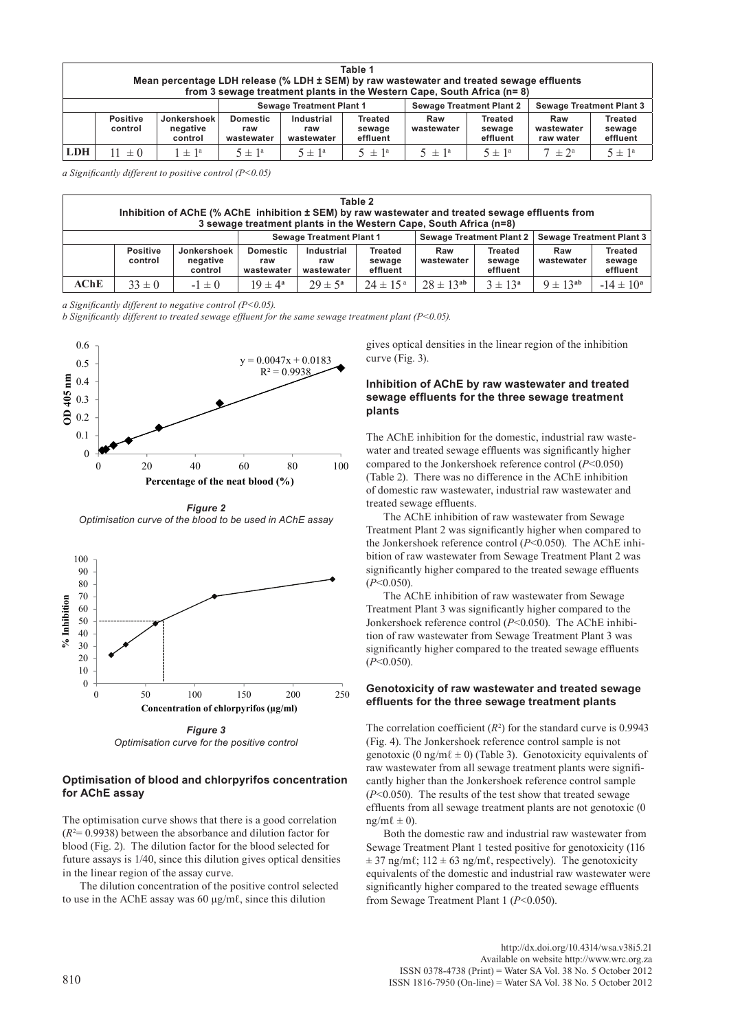**Table 1**
**Mean percentage LDH release (% LDH ± SEM) by raw wastewater and treated sewage effluents from 3 sewage treatment plants in the Western Cape, South Africa (n= 8)**

| | | | Sewage Treatment Plant 1 | | | Sewage Treatment Plant 2 | | Sewage Treatment Plant 3 | |
|---|---|---|---|---|---|---|---|---|---|
| | Positive control | Jonkershoek negative control | Domestic raw wastewater | Industrial raw wastewater | Treated sewage effluent | Raw wastewater | Treated sewage effluent | Raw wastewater raw water | Treated sewage effluent |
| **LDH** | 11 ± 0 | 1 ± 1[a] | 5 ± 1[a] | 5 ± 1[a] | 5 ± 1[a] | 5 ± 1[a] | 5 ± 1[a] | 7 ± 2[a] | 5 ± 1[a] |

*a Significantly different to positive control (P<0.05)*

**Table 2**
**Inhibition of AChE (% AChE inhibition ± SEM) by raw wastewater and treated sewage effluents from 3 sewage treatment plants in the Western Cape, South Africa (n=8)**

| | | | Sewage Treatment Plant 1 | | | Sewage Treatment Plant 2 | | Sewage Treatment Plant 3 | |
|---|---|---|---|---|---|---|---|---|---|
| | Positive control | Jonkershoek negative control | Domestic raw wastewater | Industrial raw wastewater | Treated sewage effluent | Raw wastewater | Treated sewage effluent | Raw wastewater | Treated sewage effluent |
| **AChE** | 33 ± 0 | -1 ± 0 | 19 ± 4[a] | 29 ± 5[a] | 24 ± 15[a] | 28 ± 13[ab] | 3 ± 13[a] | 9 ± 13[ab] | -14 ± 10[a] |

*a Significantly different to negative control (P<0.05).*
*b Significantly different to treated sewage effluent for the same sewage treatment plant (P<0.05).*

***Figure 2***
*Optimisation curve of the blood to be used in AChE assay*

***Figure 3***
*Optimisation curve for the positive control*

### Optimisation of blood and chlorpyrifos concentration for AChE assay

The optimisation curve shows that there is a good correlation ($R^2$= 0.9938) between the absorbance and dilution factor for blood (Fig. 2). The dilution factor for the blood selected for future assays is 1/40, since this dilution gives optical densities in the linear region of the assay curve.

The dilution concentration of the positive control selected to use in the AChE assay was 60 µg/mℓ, since this dilution gives optical densities in the linear region of the inhibition curve (Fig. 3).

### Inhibition of AChE by raw wastewater and treated sewage effluents for the three sewage treatment plants

The AChE inhibition for the domestic, industrial raw wastewater and treated sewage effluents was significantly higher compared to the Jonkershoek reference control (*P*<0.050) (Table 2). There was no difference in the AChE inhibition of domestic raw wastewater, industrial raw wastewater and treated sewage effluents.

The AChE inhibition of raw wastewater from Sewage Treatment Plant 2 was significantly higher when compared to the Jonkershoek reference control (*P*<0.050). The AChE inhibition of raw wastewater from Sewage Treatment Plant 2 was significantly higher compared to the treated sewage effluents (*P*<0.050).

The AChE inhibition of raw wastewater from Sewage Treatment Plant 3 was significantly higher compared to the Jonkershoek reference control (*P*<0.050). The AChE inhibition of raw wastewater from Sewage Treatment Plant 3 was significantly higher compared to the treated sewage effluents (*P*<0.050).

### Genotoxicity of raw wastewater and treated sewage effluents for the three sewage treatment plants

The correlation coefficient ($R^2$) for the standard curve is 0.9943 (Fig. 4). The Jonkershoek reference control sample is not genotoxic (0 ng/mℓ ± 0) (Table 3). Genotoxicity equivalents of raw wastewater from all sewage treatment plants were significantly higher than the Jonkershoek reference control sample (*P*<0.050). The results of the test show that treated sewage effluents from all sewage treatment plants are not genotoxic (0 ng/mℓ ± 0).

Both the domestic raw and industrial raw wastewater from Sewage Treatment Plant 1 tested positive for genotoxicity (116 ± 37 ng/mℓ; 112 ± 63 ng/mℓ, respectively). The genotoxicity equivalents of the domestic and industrial raw wastewater were significantly higher compared to the treated sewage effluents from Sewage Treatment Plant 1 (*P*<0.050).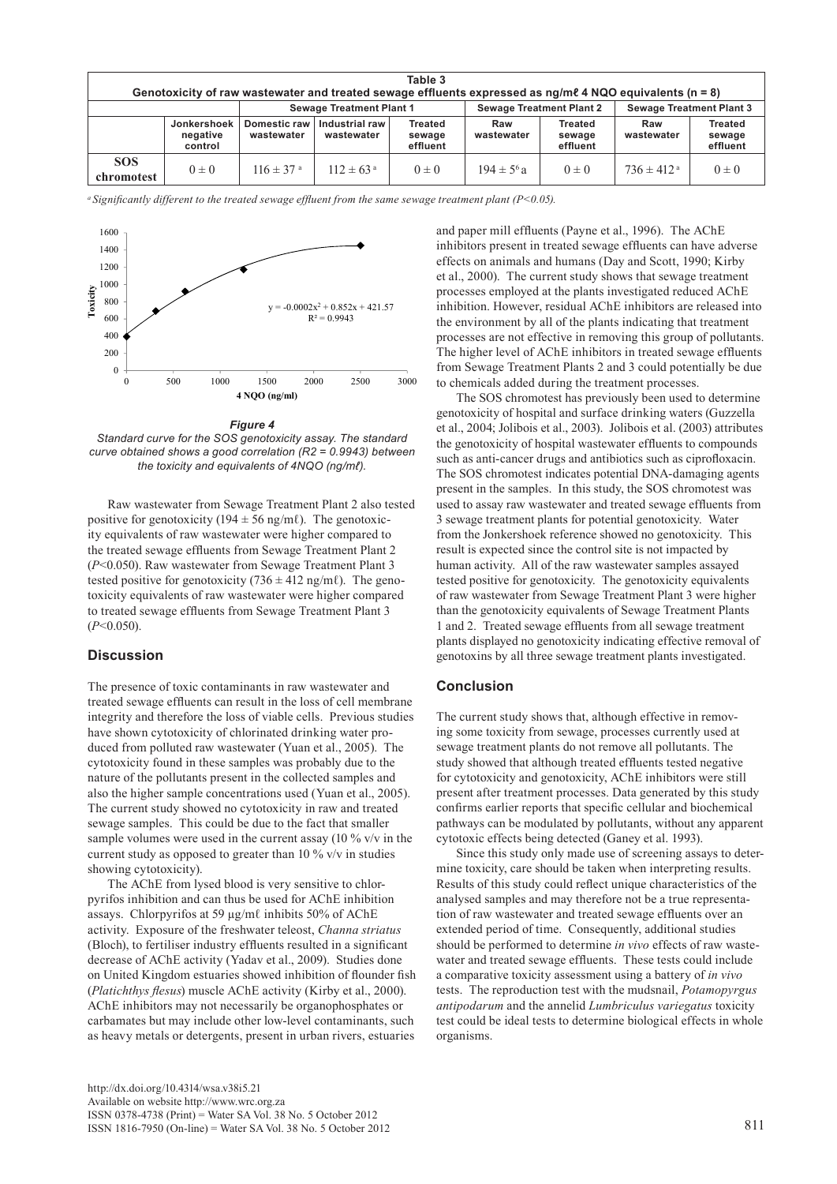**Table 3**
**Genotoxicity of raw wastewater and treated sewage effluents expressed as ng/mℓ 4 NQO equivalents (n = 8)**

| | | Sewage Treatment Plant 1 | | | Sewage Treatment Plant 2 | | Sewage Treatment Plant 3 | |
|---|---|---|---|---|---|---|---|---|
| | Jonkershoek negative control | Domestic raw wastewater | Industrial raw wastewater | Treated sewage effluent | Raw wastewater | Treated sewage effluent | Raw wastewater | Treated sewage effluent |
| SOS chromotest | 0 ± 0 | 116 ± 37 [a] | 112 ± 63 [a] | 0 ± 0 | 194 ± 56 [a] | 0 ± 0 | 736 ± 412 [a] | 0 ± 0 |

[a] *Significantly different to the treated sewage effluent from the same sewage treatment plant (P<0.05).*

***Figure 4***
*Standard curve for the SOS genotoxicity assay. The standard curve obtained shows a good correlation (R2 = 0.9943) between the toxicity and equivalents of 4NQO (ng/mℓ).*

Raw wastewater from Sewage Treatment Plant 2 also tested positive for genotoxicity (194 ± 56 ng/mℓ). The genotoxicity equivalents of raw wastewater were higher compared to the treated sewage effluents from Sewage Treatment Plant 2 ($P<0.050$). Raw wastewater from Sewage Treatment Plant 3 tested positive for genotoxicity (736 ± 412 ng/mℓ). The genotoxicity equivalents of raw wastewater were higher compared to treated sewage effluents from Sewage Treatment Plant 3 ($P<0.050$).

## Discussion

The presence of toxic contaminants in raw wastewater and treated sewage effluents can result in the loss of cell membrane integrity and therefore the loss of viable cells. Previous studies have shown cytotoxicity of chlorinated drinking water produced from polluted raw wastewater (Yuan et al., 2005). The cytotoxicity found in these samples was probably due to the nature of the pollutants present in the collected samples and also the higher sample concentrations used (Yuan et al., 2005). The current study showed no cytotoxicity in raw and treated sewage samples. This could be due to the fact that smaller sample volumes were used in the current assay (10 % v/v in the current study as opposed to greater than 10 % v/v in studies showing cytotoxicity).

The AChE from lysed blood is very sensitive to chlorpyrifos inhibition and can thus be used for AChE inhibition assays. Chlorpyrifos at 59 µg/mℓ inhibits 50% of AChE activity. Exposure of the freshwater teleost, *Channa striatus* (Bloch), to fertiliser industry effluents resulted in a significant decrease of AChE activity (Yadav et al., 2009). Studies done on United Kingdom estuaries showed inhibition of flounder fish (*Platichthys flesus*) muscle AChE activity (Kirby et al., 2000). AChE inhibitors may not necessarily be organophosphates or carbamates but may include other low-level contaminants, such as heavy metals or detergents, present in urban rivers, estuaries and paper mill effluents (Payne et al., 1996). The AChE inhibitors present in treated sewage effluents can have adverse effects on animals and humans (Day and Scott, 1990; Kirby et al., 2000). The current study shows that sewage treatment processes employed at the plants investigated reduced AChE inhibition. However, residual AChE inhibitors are released into the environment by all of the plants indicating that treatment processes are not effective in removing this group of pollutants. The higher level of AChE inhibitors in treated sewage effluents from Sewage Treatment Plants 2 and 3 could potentially be due to chemicals added during the treatment processes.

The SOS chromotest has previously been used to determine genotoxicity of hospital and surface drinking waters (Guzzella et al., 2004; Jolibois et al., 2003). Jolibois et al. (2003) attributes the genotoxicity of hospital wastewater effluents to compounds such as anti-cancer drugs and antibiotics such as ciprofloxacin. The SOS chromotest indicates potential DNA-damaging agents present in the samples. In this study, the SOS chromotest was used to assay raw wastewater and treated sewage effluents from 3 sewage treatment plants for potential genotoxicity. Water from the Jonkershoek reference showed no genotoxicity. This result is expected since the control site is not impacted by human activity. All of the raw wastewater samples assayed tested positive for genotoxicity. The genotoxicity equivalents of raw wastewater from Sewage Treatment Plant 3 were higher than the genotoxicity equivalents of Sewage Treatment Plants 1 and 2. Treated sewage effluents from all sewage treatment plants displayed no genotoxicity indicating effective removal of genotoxins by all three sewage treatment plants investigated.

## Conclusion

The current study shows that, although effective in removing some toxicity from sewage, processes currently used at sewage treatment plants do not remove all pollutants. The study showed that although treated effluents tested negative for cytotoxicity and genotoxicity, AChE inhibitors were still present after treatment processes. Data generated by this study confirms earlier reports that specific cellular and biochemical pathways can be modulated by pollutants, without any apparent cytotoxic effects being detected (Ganey et al. 1993).

Since this study only made use of screening assays to determine toxicity, care should be taken when interpreting results. Results of this study could reflect unique characteristics of the analysed samples and may therefore not be a true representation of raw wastewater and treated sewage effluents over an extended period of time. Consequently, additional studies should be performed to determine *in vivo* effects of raw wastewater and treated sewage effluents. These tests could include a comparative toxicity assessment using a battery of *in vivo* tests. The reproduction test with the mudsnail, *Potamopyrgus antipodarum* and the annelid *Lumbriculus variegatus* toxicity test could be ideal tests to determine biological effects in whole organisms.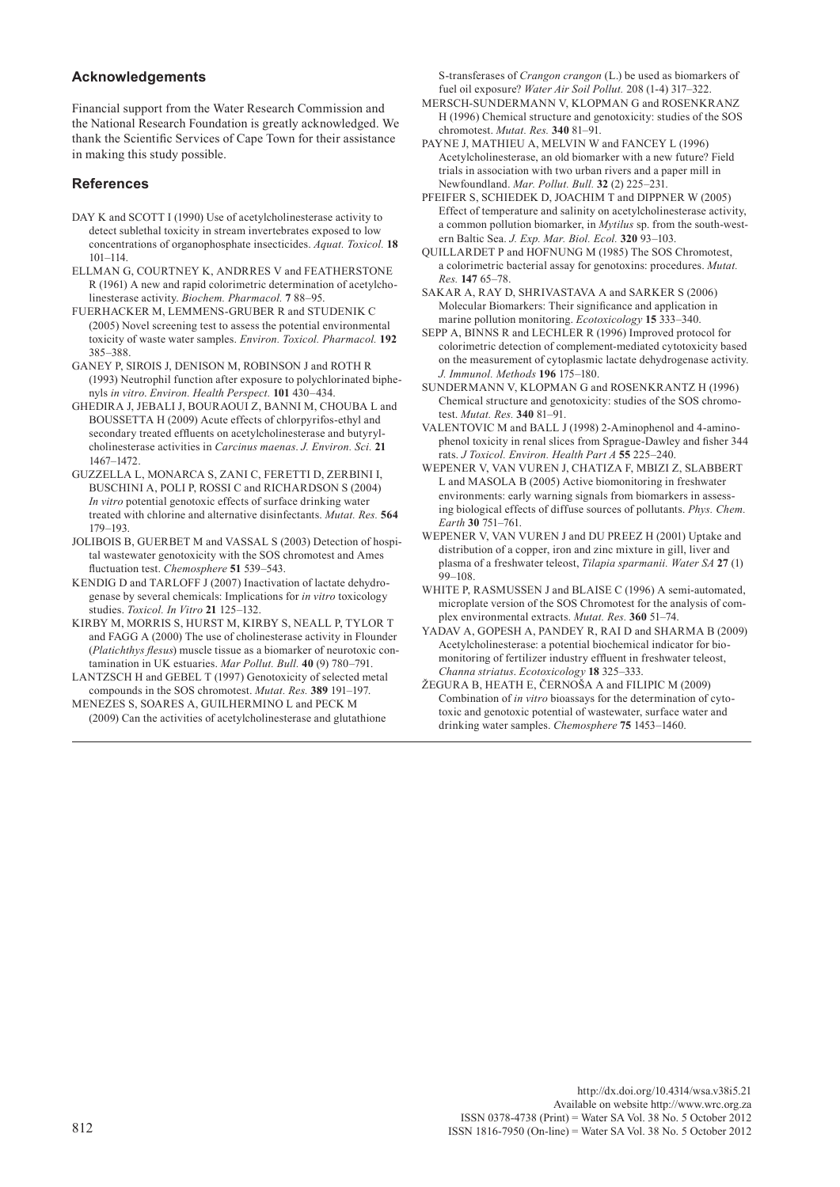## Acknowledgements

Financial support from the Water Research Commission and the National Research Foundation is greatly acknowledged. We thank the Scientific Services of Cape Town for their assistance in making this study possible.

## References

DAY K and SCOTT I (1990) Use of acetylcholinesterase activity to detect sublethal toxicity in stream invertebrates exposed to low concentrations of organophosphate insecticides. *Aquat. Toxicol.* **18** 101–114.

ELLMAN G, COURTNEY K, ANDRRES V and FEATHERSTONE R (1961) A new and rapid colorimetric determination of acetylcholinesterase activity. *Biochem. Pharmacol.* **7** 88–95.

FUERHACKER M, LEMMENS-GRUBER R and STUDENIK C (2005) Novel screening test to assess the potential environmental toxicity of waste water samples. *Environ. Toxicol. Pharmacol.* **192** 385–388.

GANEY P, SIROIS J, DENISON M, ROBINSON J and ROTH R (1993) Neutrophil function after exposure to polychlorinated biphenyls *in vitro*. *Environ. Health Perspect.* **101** 430–434.

GHEDIRA J, JEBALI J, BOURAOUI Z, BANNI M, CHOUBA L and BOUSSETTA H (2009) Acute effects of chlorpyrifos-ethyl and secondary treated effluents on acetylcholinesterase and butyrylcholinesterase activities in *Carcinus maenas*. *J. Environ. Sci.* **21** 1467–1472.

GUZZELLA L, MONARCA S, ZANI C, FERETTI D, ZERBINI I, BUSCHINI A, POLI P, ROSSI C and RICHARDSON S (2004) *In vitro* potential genotoxic effects of surface drinking water treated with chlorine and alternative disinfectants. *Mutat. Res.* **564** 179–193.

JOLIBOIS B, GUERBET M and VASSAL S (2003) Detection of hospital wastewater genotoxicity with the SOS chromotest and Ames fluctuation test. *Chemosphere* **51** 539–543.

KENDIG D and TARLOFF J (2007) Inactivation of lactate dehydrogenase by several chemicals: Implications for *in vitro* toxicology studies. *Toxicol. In Vitro* **21** 125–132.

KIRBY M, MORRIS S, HURST M, KIRBY S, NEALL P, TYLOR T and FAGG A (2000) The use of cholinesterase activity in Flounder (*Platichthys flesus*) muscle tissue as a biomarker of neurotoxic contamination in UK estuaries. *Mar Pollut. Bull.* **40** (9) 780–791.

LANTZSCH H and GEBEL T (1997) Genotoxicity of selected metal compounds in the SOS chromotest. *Mutat. Res.* **389** 191–197.

MENEZES S, SOARES A, GUILHERMINO L and PECK M (2009) Can the activities of acetylcholinesterase and glutathione S-transferases of *Crangon crangon* (L.) be used as biomarkers of fuel oil exposure? *Water Air Soil Pollut.* 208 (1-4) 317–322.

MERSCH-SUNDERMANN V, KLOPMAN G and ROSENKRANZ H (1996) Chemical structure and genotoxicity: studies of the SOS chromotest. *Mutat. Res.* **340** 81–91.

PAYNE J, MATHIEU A, MELVIN W and FANCEY L (1996) Acetylcholinesterase, an old biomarker with a new future? Field trials in association with two urban rivers and a paper mill in Newfoundland. *Mar. Pollut. Bull.* **32** (2) 225–231.

PFEIFER S, SCHIEDEK D, JOACHIM T and DIPPNER W (2005) Effect of temperature and salinity on acetylcholinesterase activity, a common pollution biomarker, in *Mytilus* sp. from the south-western Baltic Sea. *J. Exp. Mar. Biol. Ecol.* **320** 93–103.

QUILLARDET P and HOFNUNG M (1985) The SOS Chromotest, a colorimetric bacterial assay for genotoxins: procedures. *Mutat. Res.* **147** 65–78.

SAKAR A, RAY D, SHRIVASTAVA A and SARKER S (2006) Molecular Biomarkers: Their significance and application in marine pollution monitoring. *Ecotoxicology* **15** 333–340.

SEPP A, BINNS R and LECHLER R (1996) Improved protocol for colorimetric detection of complement-mediated cytotoxicity based on the measurement of cytoplasmic lactate dehydrogenase activity. *J. Immunol. Methods* **196** 175–180.

SUNDERMANN V, KLOPMAN G and ROSENKRANTZ H (1996) Chemical structure and genotoxicity: studies of the SOS chromotest. *Mutat. Res.* **340** 81–91.

VALENTOVIC M and BALL J (1998) 2-Aminophenol and 4-aminophenol toxicity in renal slices from Sprague-Dawley and fisher 344 rats. *J Toxicol. Environ. Health Part A* **55** 225–240.

WEPENER V, VAN VUREN J, CHATIZA F, MBIZI Z, SLABBERT L and MASOLA B (2005) Active biomonitoring in freshwater environments: early warning signals from biomarkers in assessing biological effects of diffuse sources of pollutants. *Phys. Chem. Earth* **30** 751–761.

WEPENER V, VAN VUREN J and DU PREEZ H (2001) Uptake and distribution of a copper, iron and zinc mixture in gill, liver and plasma of a freshwater teleost, *Tilapia sparmanii*. *Water SA* **27** (1) 99–108.

WHITE P, RASMUSSEN J and BLAISE C (1996) A semi-automated, microplate version of the SOS Chromotest for the analysis of complex environmental extracts. *Mutat. Res.* **360** 51–74.

YADAV A, GOPESH A, PANDEY R, RAI D and SHARMA B (2009) Acetylcholinesterase: a potential biochemical indicator for biomonitoring of fertilizer industry effluent in freshwater teleost, *Channa striatus*. *Ecotoxicology* **18** 325–333.

ŽEGURA B, HEATH E, ČERNOŠA A and FILIPIC M (2009) Combination of *in vitro* bioassays for the determination of cytotoxic and genotoxic potential of wastewater, surface water and drinking water samples. *Chemosphere* **75** 1453–1460.